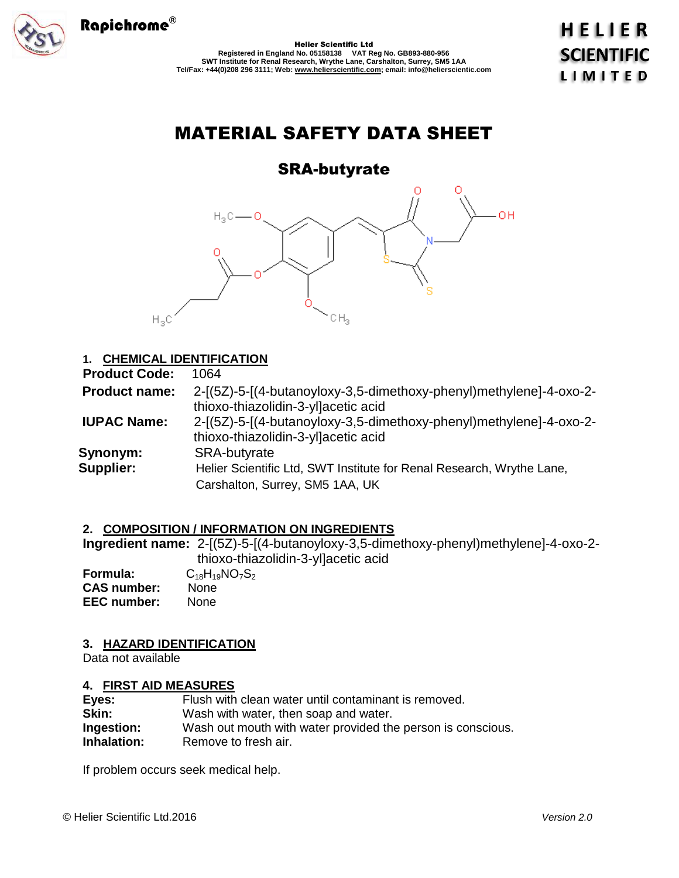Rapichrome®

**Helier Scientific Ltd**
Registered in England No. 05158138 VAT Reg No. GB893-880-956
SWT Institute for Renal Research, Wrythe Lane, Carshalton, Surrey, SM5 1AA
Tel/Fax: +44(0)208 296 3111; Web: www.helierscientific.com; email: info@helierscientic.com

HELIER SCIENTIFIC LIMITED

# MATERIAL SAFETY DATA SHEET

## SRA-butyrate

## 1. CHEMICAL IDENTIFICATION

**Product Code:** 1064

**Product name:** 2-[(5Z)-5-[(4-butanoyloxy-3,5-dimethoxy-phenyl)methylene]-4-oxo-2-thioxo-thiazolidin-3-yl]acetic acid

**IUPAC Name:** 2-[(5Z)-5-[(4-butanoyloxy-3,5-dimethoxy-phenyl)methylene]-4-oxo-2-thioxo-thiazolidin-3-yl]acetic acid

**Synonym:** SRA-butyrate

**Supplier:** Helier Scientific Ltd, SWT Institute for Renal Research, Wrythe Lane, Carshalton, Surrey, SM5 1AA, UK

## 2. COMPOSITION / INFORMATION ON INGREDIENTS

**Ingredient name:** 2-[(5Z)-5-[(4-butanoyloxy-3,5-dimethoxy-phenyl)methylene]-4-oxo-2-thioxo-thiazolidin-3-yl]acetic acid

**Formula:** $C_{18}H_{19}NO_7S_2$

**CAS number:** None

**EEC number:** None

## 3. HAZARD IDENTIFICATION

Data not available

## 4. FIRST AID MEASURES

**Eyes:** Flush with clean water until contaminant is removed.

**Skin:** Wash with water, then soap and water.

**Ingestion:** Wash out mouth with water provided the person is conscious.

**Inhalation:** Remove to fresh air.

If problem occurs seek medical help.

© Helier Scientific Ltd.2016 *Version 2.0*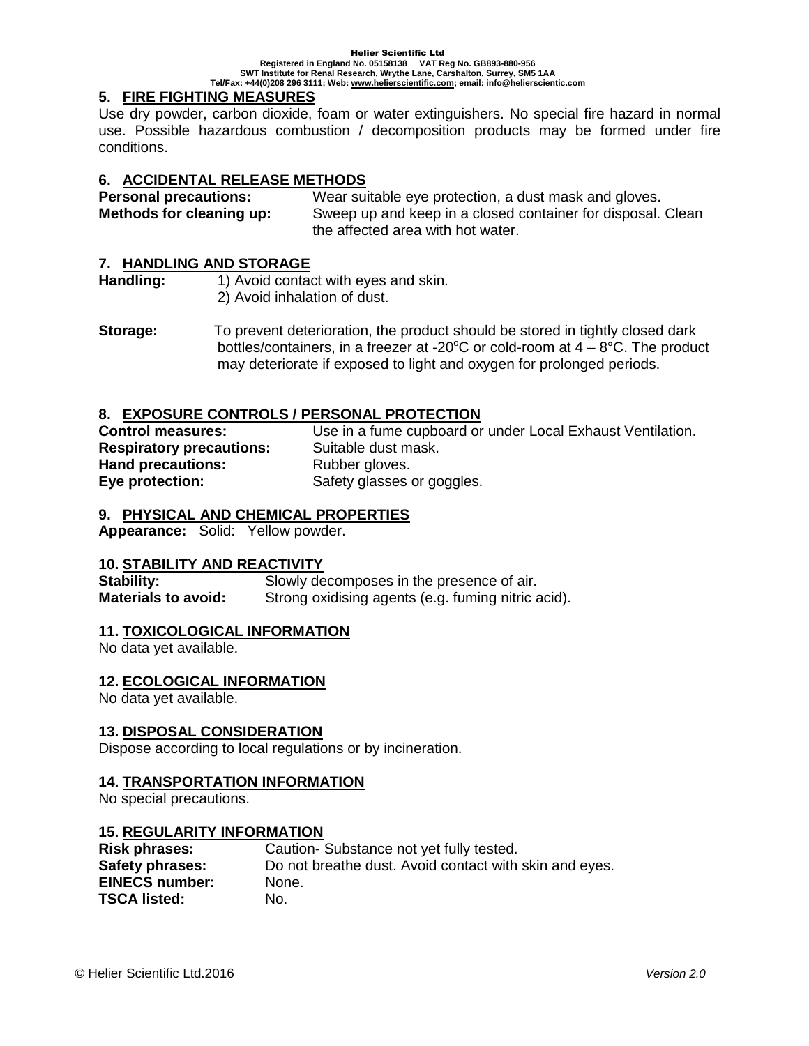## 5. FIRE FIGHTING MEASURES

Use dry powder, carbon dioxide, foam or water extinguishers. No special fire hazard in normal use. Possible hazardous combustion / decomposition products may be formed under fire conditions.

## 6. ACCIDENTAL RELEASE METHODS

**Personal precautions:** Wear suitable eye protection, a dust mask and gloves.

**Methods for cleaning up:** Sweep up and keep in a closed container for disposal. Clean the affected area with hot water.

## 7. HANDLING AND STORAGE

**Handling:**
1) Avoid contact with eyes and skin.
2) Avoid inhalation of dust.

**Storage:** To prevent deterioration, the product should be stored in tightly closed dark bottles/containers, in a freezer at -20°C or cold-room at 4 – 8°C. The product may deteriorate if exposed to light and oxygen for prolonged periods.

## 8. EXPOSURE CONTROLS / PERSONAL PROTECTION

**Control measures:** Use in a fume cupboard or under Local Exhaust Ventilation.

**Respiratory precautions:** Suitable dust mask.

**Hand precautions:** Rubber gloves.

**Eye protection:** Safety glasses or goggles.

## 9. PHYSICAL AND CHEMICAL PROPERTIES

**Appearance:** Solid: Yellow powder.

## 10. STABILITY AND REACTIVITY

**Stability:** Slowly decomposes in the presence of air.

**Materials to avoid:** Strong oxidising agents (e.g. fuming nitric acid).

## 11. TOXICOLOGICAL INFORMATION

No data yet available.

## 12. ECOLOGICAL INFORMATION

No data yet available.

## 13. DISPOSAL CONSIDERATION

Dispose according to local regulations or by incineration.

## 14. TRANSPORTATION INFORMATION

No special precautions.

## 15. REGULARITY INFORMATION

**Risk phrases:** Caution- Substance not yet fully tested.

**Safety phrases:** Do not breathe dust. Avoid contact with skin and eyes.

**EINECS number:** None.

**TSCA listed:** No.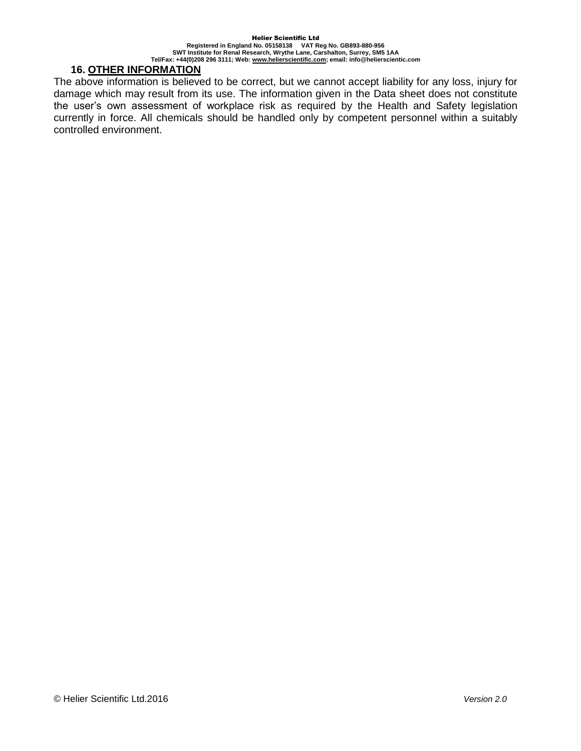## 16. OTHER INFORMATION

The above information is believed to be correct, but we cannot accept liability for any loss, injury for damage which may result from its use. The information given in the Data sheet does not constitute the user's own assessment of workplace risk as required by the Health and Safety legislation currently in force. All chemicals should be handled only by competent personnel within a suitably controlled environment.